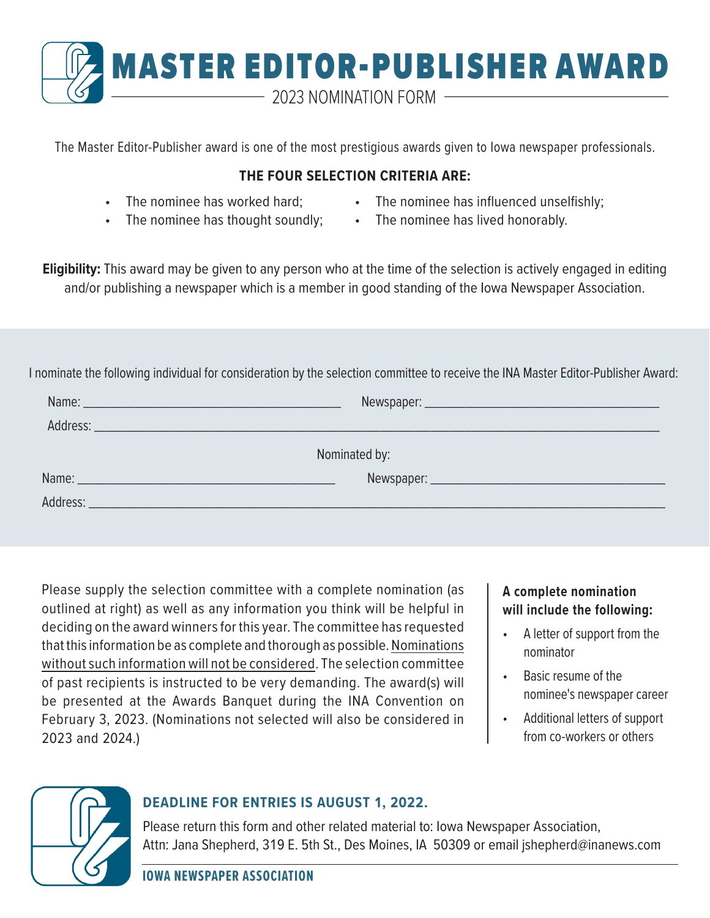# MASTER EDITOR-PUBLISHER AWARD

## 2023 NOMINATION FORM

The Master Editor-Publisher award is one of the most prestigious awards given to Iowa newspaper professionals.

**THE FOUR SELECTION CRITERIA ARE:**

- The nominee has worked hard;
- The nominee has thought soundly;
- The nominee has influenced unselfishly;
- The nominee has lived honorably.

**Eligibility:** This award may be given to any person who at the time of the selection is actively engaged in editing and/or publishing a newspaper which is a member in good standing of the Iowa Newspaper Association.

I nominate the following individual for consideration by the selection committee to receive the INA Master Editor-Publisher Award:

Name: ______________________________________ Newspaper: __________________________________

Address: _______________________________________________________________________________

Nominated by:

Name: ______________________________________ Newspaper: __________________________________

Address: _______________________________________________________________________________

Please supply the selection committee with a complete nomination (as outlined at right) as well as any information you think will be helpful in deciding on the award winners for this year. The committee has requested that this information be as complete and thorough as possible. Nominations without such information will not be considered. The selection committee of past recipients is instructed to be very demanding. The award(s) will be presented at the Awards Banquet during the INA Convention on February 3, 2023. (Nominations not selected will also be considered in 2023 and 2024.)

**A complete nomination will include the following:**

- A letter of support from the nominator
- Basic resume of the nominee's newspaper career
- Additional letters of support from co-workers or others

**DEADLINE FOR ENTRIES IS AUGUST 1, 2022.**

Please return this form and other related material to: Iowa Newspaper Association, Attn: Jana Shepherd, 319 E. 5th St., Des Moines, IA 50309 or email jshepherd@inanews.com

**IOWA NEWSPAPER ASSOCIATION**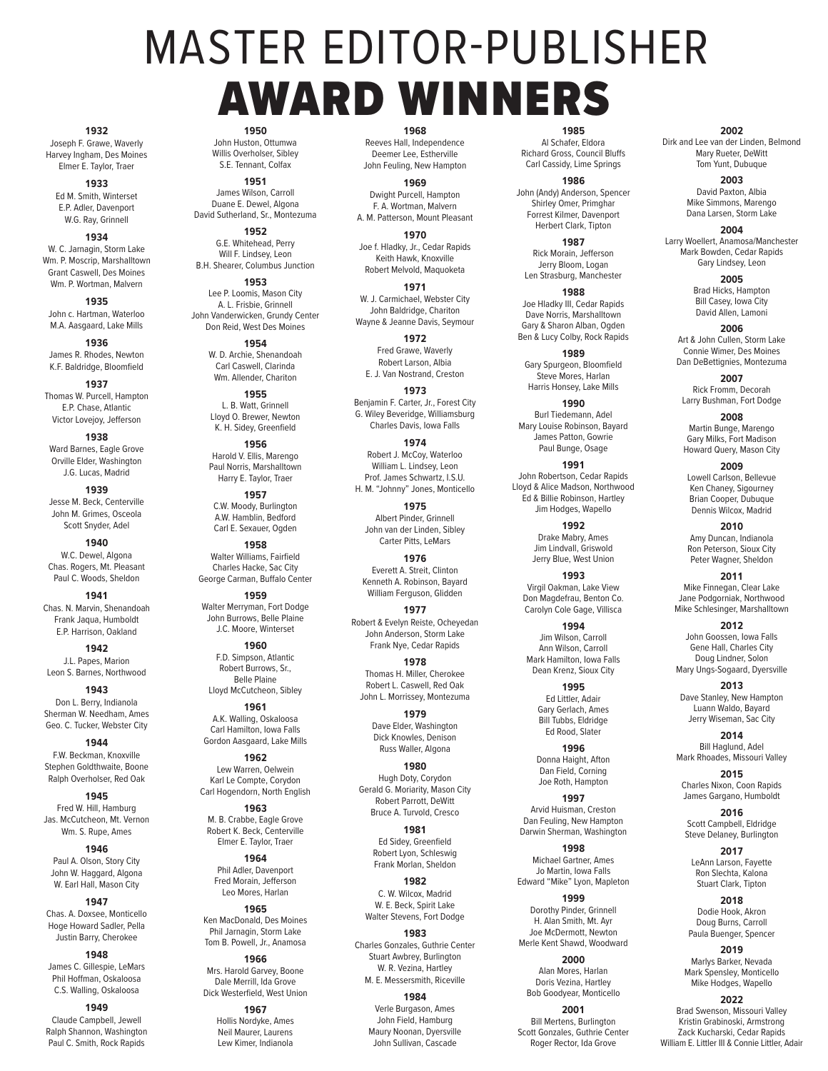# MASTER EDITOR-PUBLISHER AWARD WINNERS

**1932**
Joseph F. Grawe, Waverly
Harvey Ingham, Des Moines
Elmer E. Taylor, Traer

**1933**
Ed M. Smith, Winterset
E.P. Adler, Davenport
W.G. Ray, Grinnell

**1934**
W. C. Jarnagin, Storm Lake
Wm. P. Moscrip, Marshalltown
Grant Caswell, Des Moines
Wm. P. Wortman, Malvern

**1935**
John c. Hartman, Waterloo
M.A. Aasgaard, Lake Mills

**1936**
James R. Rhodes, Newton
K.F. Baldridge, Bloomfield

**1937**
Thomas W. Purcell, Hampton
E.P. Chase, Atlantic
Victor Lovejoy, Jefferson

**1938**
Ward Barnes, Eagle Grove
Orville Elder, Washington
J.G. Lucas, Madrid

**1939**
Jesse M. Beck, Centerville
John M. Grimes, Osceola
Scott Snyder, Adel

**1940**
W.C. Dewel, Algona
Chas. Rogers, Mt. Pleasant
Paul C. Woods, Sheldon

**1941**
Chas. N. Marvin, Shenandoah
Frank Jaqua, Humboldt
E.P. Harrison, Oakland

**1942**
J.L. Papes, Marion
Leon S. Barnes, Northwood

**1943**
Don L. Berry, Indianola
Sherman W. Needham, Ames
Geo. C. Tucker, Webster City

**1944**
F.W. Beckman, Knoxville
Stephen Goldthwaite, Boone
Ralph Overholser, Red Oak

**1945**
Fred W. Hill, Hamburg
Jas. McCutcheon, Mt. Vernon
Wm. S. Rupe, Ames

**1946**
Paul A. Olson, Story City
John W. Haggard, Algona
W. Earl Hall, Mason City

**1947**
Chas. A. Doxsee, Monticello
Hoge Howard Sadler, Pella
Justin Barry, Cherokee

**1948**
James C. Gillespie, LeMars
Phil Hoffman, Oskaloosa
C.S. Walling, Oskaloosa

**1949**
Claude Campbell, Jewell
Ralph Shannon, Washington
Paul C. Smith, Rock Rapids

**1950**
John Huston, Ottumwa
Willis Overholser, Sibley
S.E. Tennant, Colfax

**1951**
James Wilson, Carroll
Duane E. Dewel, Algona
David Sutherland, Sr., Montezuma

**1952**
G.E. Whitehead, Perry
Will F. Lindsey, Leon
B.H. Shearer, Columbus Junction

**1953**
Lee P. Loomis, Mason City
A. L. Frisbie, Grinnell
John Vanderwicken, Grundy Center
Don Reid, West Des Moines

**1954**
W. D. Archie, Shenandoah
Carl Caswell, Clarinda
Wm. Allender, Chariton

**1955**
L. B. Watt, Grinnell
Lloyd O. Brewer, Newton
K. H. Sidey, Greenfield

**1956**
Harold V. Ellis, Marengo
Paul Norris, Marshalltown
Harry E. Taylor, Traer

**1957**
C.W. Moody, Burlington
A.W. Hamblin, Bedford
Carl E. Sexauer, Ogden

**1958**
Walter Williams, Fairfield
Charles Hacke, Sac City
George Carman, Buffalo Center

**1959**
Walter Merryman, Fort Dodge
John Burrows, Belle Plaine
J.C. Moore, Winterset

**1960**
F.D. Simpson, Atlantic
Robert Burrows, Sr.,
Belle Plaine
Lloyd McCutcheon, Sibley

**1961**
A.K. Walling, Oskaloosa
Carl Hamilton, Iowa Falls
Gordon Aasgaard, Lake Mills

**1962**
Lew Warren, Oelwein
Karl Le Compte, Corydon
Carl Hogendorn, North English

**1963**
M. B. Crabbe, Eagle Grove
Robert K. Beck, Centerville
Elmer E. Taylor, Traer

**1964**
Phil Adler, Davenport
Fred Morain, Jefferson
Leo Mores, Harlan

**1965**
Ken MacDonald, Des Moines
Phil Jarnagin, Storm Lake
Tom B. Powell, Jr., Anamosa

**1966**
Mrs. Harold Garvey, Boone
Dale Merrill, Ida Grove
Dick Westerfield, West Union

**1967**
Hollis Nordyke, Ames
Neil Maurer, Laurens
Lew Kimer, Indianola

**1968**
Reeves Hall, Independence
Deemer Lee, Estherville
John Feuling, New Hampton

**1969**
Dwight Purcell, Hampton
F. A. Wortman, Malvern
A. M. Patterson, Mount Pleasant

**1970**
Joe f. Hladky, Jr., Cedar Rapids
Keith Hawk, Knoxville
Robert Melvold, Maquoketa

**1971**
W. J. Carmichael, Webster City
John Baldridge, Chariton
Wayne & Jeanne Davis, Seymour

**1972**
Fred Grawe, Waverly
Robert Larson, Albia
E. J. Van Nostrand, Creston

**1973**
Benjamin F. Carter, Jr., Forest City
G. Wiley Beveridge, Williamsburg
Charles Davis, Iowa Falls

**1974**
Robert J. McCoy, Waterloo
William L. Lindsey, Leon
Prof. James Schwartz, I.S.U.
H. M. "Johnny" Jones, Monticello

**1975**
Albert Pinder, Grinnell
John van der Linden, Sibley
Carter Pitts, LeMars

**1976**
Everett A. Streit, Clinton
Kenneth A. Robinson, Bayard
William Ferguson, Glidden

**1977**
Robert & Evelyn Reiste, Ocheyedan
John Anderson, Storm Lake
Frank Nye, Cedar Rapids

**1978**
Thomas H. Miller, Cherokee
Robert L. Caswell, Red Oak
John L. Morrissey, Montezuma

**1979**
Dave Elder, Washington
Dick Knowles, Denison
Russ Waller, Algona

**1980**
Hugh Doty, Corydon
Gerald G. Moriarity, Mason City
Robert Parrott, DeWitt
Bruce A. Turvold, Cresco

**1981**
Ed Sidey, Greenfield
Robert Lyon, Schleswig
Frank Morlan, Sheldon

**1982**
C. W. Wilcox, Madrid
W. E. Beck, Spirit Lake
Walter Stevens, Fort Dodge

**1983**
Charles Gonzales, Guthrie Center
Stuart Awbrey, Burlington
W. R. Vezina, Hartley
M. E. Messersmith, Riceville

**1984**
Verle Burgason, Ames
John Field, Hamburg
Maury Noonan, Dyersville
John Sullivan, Cascade

**1985**
Al Schafer, Eldora
Richard Gross, Council Bluffs
Carl Cassidy, Lime Springs

**1986**
John (Andy) Anderson, Spencer
Shirley Omer, Primghar
Forrest Kilmer, Davenport
Herbert Clark, Tipton

**1987**
Rick Morain, Jefferson
Jerry Bloom, Logan
Len Strasburg, Manchester

**1988**
Joe Hladky III, Cedar Rapids
Dave Norris, Marshalltown
Gary & Sharon Alban, Ogden
Ben & Lucy Colby, Rock Rapids

**1989**
Gary Spurgeon, Bloomfield
Steve Mores, Harlan
Harris Honsey, Lake Mills

**1990**
Burl Tiedemann, Adel
Mary Louise Robinson, Bayard
James Patton, Gowrie
Paul Bunge, Osage

**1991**
John Robertson, Cedar Rapids
Lloyd & Alice Madson, Northwood
Ed & Billie Robinson, Hartley
Jim Hodges, Wapello

**1992**
Drake Mabry, Ames
Jim Lindvall, Griswold
Jerry Blue, West Union

**1993**
Virgil Oakman, Lake View
Don Magdefrau, Benton Co.
Carolyn Cole Gage, Villisca

**1994**
Jim Wilson, Carroll
Ann Wilson, Carroll
Mark Hamilton, Iowa Falls
Dean Krenz, Sioux City

**1995**
Ed Littler, Adair
Gary Gerlach, Ames
Bill Tubbs, Eldridge
Ed Rood, Slater

**1996**
Donna Haight, Afton
Dan Field, Corning
Joe Roth, Hampton

**1997**
Arvid Huisman, Creston
Dan Feuling, New Hampton
Darwin Sherman, Washington

**1998**
Michael Gartner, Ames
Jo Martin, Iowa Falls
Edward "Mike" Lyon, Mapleton

**1999**
Dorothy Pinder, Grinnell
H. Alan Smith, Mt. Ayr
Joe McDermott, Newton
Merle Kent Shawd, Woodward

**2000**
Alan Mores, Harlan
Doris Vezina, Hartley
Bob Goodyear, Monticello

**2001**
Bill Mertens, Burlington
Scott Gonzales, Guthrie Center
Roger Rector, Ida Grove

**2002**
Dirk and Lee van der Linden, Belmond
Mary Rueter, DeWitt
Tom Yunt, Dubuque

**2003**
David Paxton, Albia
Mike Simmons, Marengo
Dana Larsen, Storm Lake

**2004**
Larry Woellert, Anamosa/Manchester
Mark Bowden, Cedar Rapids
Gary Lindsey, Leon

**2005**
Brad Hicks, Hampton
Bill Casey, Iowa City
David Allen, Lamoni

**2006**
Art & John Cullen, Storm Lake
Connie Wimer, Des Moines
Dan DeBettignies, Montezuma

**2007**
Rick Fromm, Decorah
Larry Bushman, Fort Dodge

**2008**
Martin Bunge, Marengo
Gary Milks, Fort Madison
Howard Query, Mason City

**2009**
Lowell Carlson, Bellevue
Ken Chaney, Sigourney
Brian Cooper, Dubuque
Dennis Wilcox, Madrid

**2010**
Amy Duncan, Indianola
Ron Peterson, Sioux City
Peter Wagner, Sheldon

**2011**
Mike Finnegan, Clear Lake
Jane Podgorniak, Northwood
Mike Schlesinger, Marshalltown

**2012**
John Goossen, Iowa Falls
Gene Hall, Charles City
Doug Lindner, Solon
Mary Ungs-Sogaard, Dyersville

**2013**
Dave Stanley, New Hampton
Luann Waldo, Bayard
Jerry Wiseman, Sac City

**2014**
Bill Haglund, Adel
Mark Rhoades, Missouri Valley

**2015**
Charles Nixon, Coon Rapids
James Gargano, Humboldt

**2016**
Scott Campbell, Eldridge
Steve Delaney, Burlington

**2017**
LeAnn Larson, Fayette
Ron Slechta, Kalona
Stuart Clark, Tipton

**2018**
Dodie Hook, Akron
Doug Burns, Carroll
Paula Buenger, Spencer

**2019**
Marlys Barker, Nevada
Mark Spensley, Monticello
Mike Hodges, Wapello

**2022**
Brad Swenson, Missouri Valley
Kristin Grabinoski, Armstrong
Zack Kucharski, Cedar Rapids
William E. Littler III & Connie Littler, Adair